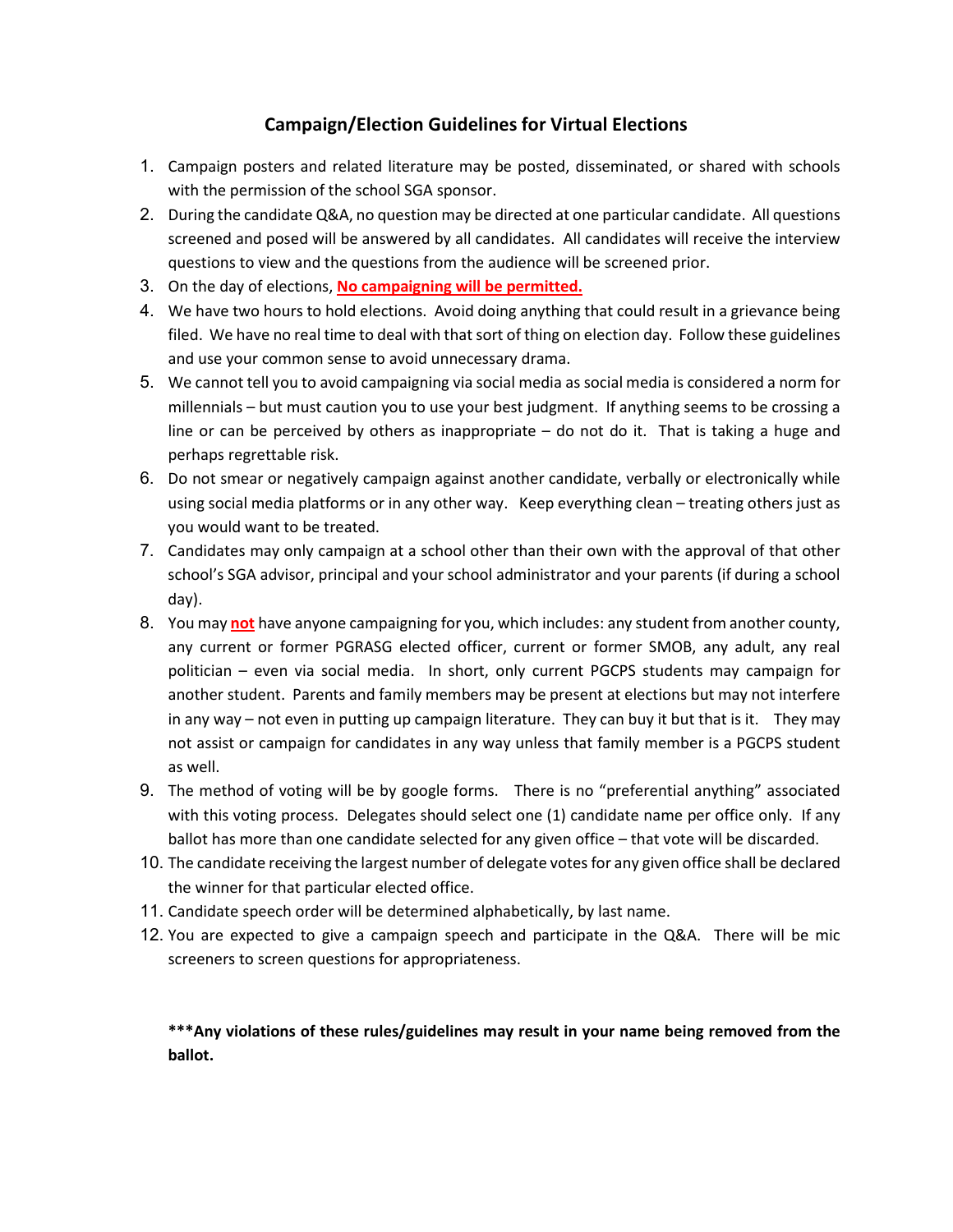## Campaign/Election Guidelines for Virtual Elections

1. Campaign posters and related literature may be posted, disseminated, or shared with schools with the permission of the school SGA sponsor.
2. During the candidate Q&A, no question may be directed at one particular candidate. All questions screened and posed will be answered by all candidates. All candidates will receive the interview questions to view and the questions from the audience will be screened prior.
3. On the day of elections, **No campaigning will be permitted.**
4. We have two hours to hold elections. Avoid doing anything that could result in a grievance being filed. We have no real time to deal with that sort of thing on election day. Follow these guidelines and use your common sense to avoid unnecessary drama.
5. We cannot tell you to avoid campaigning via social media as social media is considered a norm for millennials – but must caution you to use your best judgment. If anything seems to be crossing a line or can be perceived by others as inappropriate – do not do it. That is taking a huge and perhaps regrettable risk.
6. Do not smear or negatively campaign against another candidate, verbally or electronically while using social media platforms or in any other way. Keep everything clean – treating others just as you would want to be treated.
7. Candidates may only campaign at a school other than their own with the approval of that other school's SGA advisor, principal and your school administrator and your parents (if during a school day).
8. You may **not** have anyone campaigning for you, which includes: any student from another county, any current or former PGRASG elected officer, current or former SMOB, any adult, any real politician – even via social media. In short, only current PGCPS students may campaign for another student. Parents and family members may be present at elections but may not interfere in any way – not even in putting up campaign literature. They can buy it but that is it. They may not assist or campaign for candidates in any way unless that family member is a PGCPS student as well.
9. The method of voting will be by google forms. There is no "preferential anything" associated with this voting process. Delegates should select one (1) candidate name per office only. If any ballot has more than one candidate selected for any given office – that vote will be discarded.
10. The candidate receiving the largest number of delegate votes for any given office shall be declared the winner for that particular elected office.
11. Candidate speech order will be determined alphabetically, by last name.
12. You are expected to give a campaign speech and participate in the Q&A. There will be mic screeners to screen questions for appropriateness.

**\*\*\*Any violations of these rules/guidelines may result in your name being removed from the ballot.**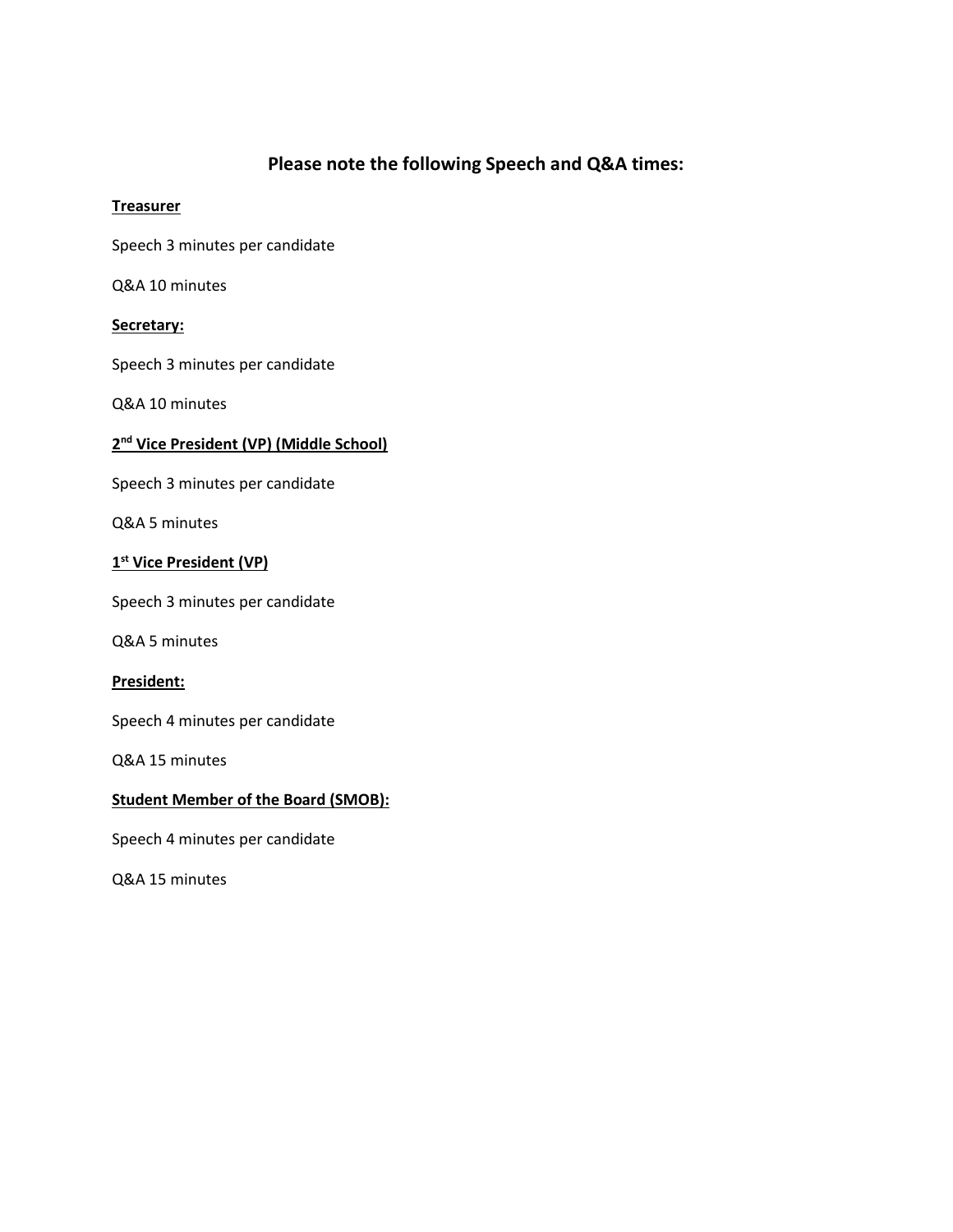## Please note the following Speech and Q&A times:

**Treasurer**

Speech 3 minutes per candidate

Q&A 10 minutes

**Secretary:**

Speech 3 minutes per candidate

Q&A 10 minutes

**2nd Vice President (VP) (Middle School)**

Speech 3 minutes per candidate

Q&A 5 minutes

**1st Vice President (VP)**

Speech 3 minutes per candidate

Q&A 5 minutes

**President:**

Speech 4 minutes per candidate

Q&A 15 minutes

**Student Member of the Board (SMOB):**

Speech 4 minutes per candidate

Q&A 15 minutes